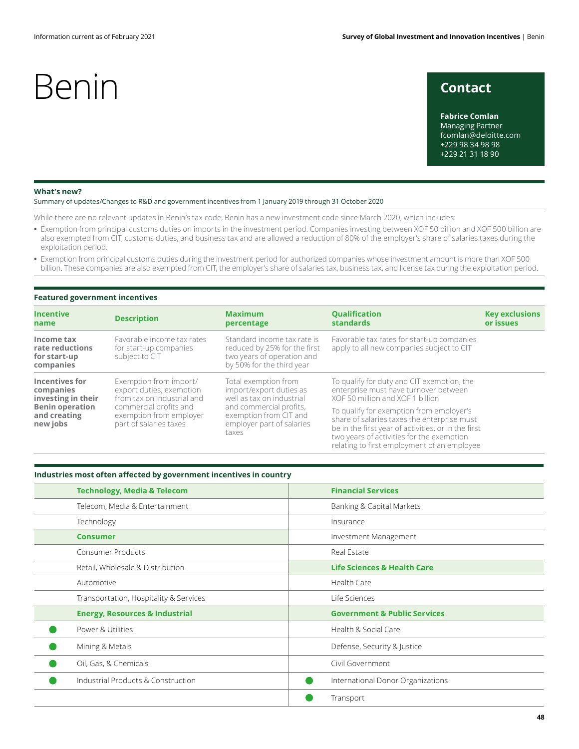# Benin

## Contact

**Fabrice Comlan**
Managing Partner
fcomlan@deloitte.com
+229 98 34 98 98
+229 21 31 18 90

### What's new?

Summary of updates/Changes to R&D and government incentives from 1 January 2019 through 31 October 2020

While there are no relevant updates in Benin's tax code, Benin has a new investment code since March 2020, which includes:

- Exemption from principal customs duties on imports in the investment period. Companies investing between XOF 50 billion and XOF 500 billion are also exempted from CIT, customs duties, and business tax and are allowed a reduction of 80% of the employer's share of salaries taxes during the exploitation period.
- Exemption from principal customs duties during the investment period for authorized companies whose investment amount is more than XOF 500 billion. These companies are also exempted from CIT, the employer's share of salaries tax, business tax, and license tax during the exploitation period.

### Featured government incentives

| Incentive name | Description | Maximum percentage | Qualification standards | Key exclusions or issues |
|---|---|---|---|---|
| **Income tax rate reductions for start-up companies** | Favorable income tax rates for start-up companies subject to CIT | Standard income tax rate is reduced by 25% for the first two years of operation and by 50% for the third year | Favorable tax rates for start-up companies apply to all new companies subject to CIT | |
| **Incentives for companies investing in their Benin operation and creating new jobs** | Exemption from import/export duties, exemption from tax on industrial and commercial profits and exemption from employer part of salaries taxes | Total exemption from import/export duties as well as tax on industrial and commercial profits, exemption from CIT and employer part of salaries taxes | To qualify for duty and CIT exemption, the enterprise must have turnover between XOF 50 million and XOF 1 billion<br><br>To qualify for exemption from employer's share of salaries taxes the enterprise must be in the first year of activities, or in the first two years of activities for the exemption relating to first employment of an employee | |

### Industries most often affected by government incentives in country

| | Industry | | Industry |
|---|---|---|---|
| | **Technology, Media & Telecom** | | **Financial Services** |
| | Telecom, Media & Entertainment | | Banking & Capital Markets |
| | Technology | | Insurance |
| | **Consumer** | | Investment Management |
| | Consumer Products | | Real Estate |
| | Retail, Wholesale & Distribution | | **Life Sciences & Health Care** |
| | Automotive | | Health Care |
| | Transportation, Hospitality & Services | | Life Sciences |
| | **Energy, Resources & Industrial** | | **Government & Public Services** |
| ● | Power & Utilities | | Health & Social Care |
| ● | Mining & Metals | | Defense, Security & Justice |
| ● | Oil, Gas, & Chemicals | | Civil Government |
| ● | Industrial Products & Construction | ● | International Donor Organizations |
| | | ● | Transport |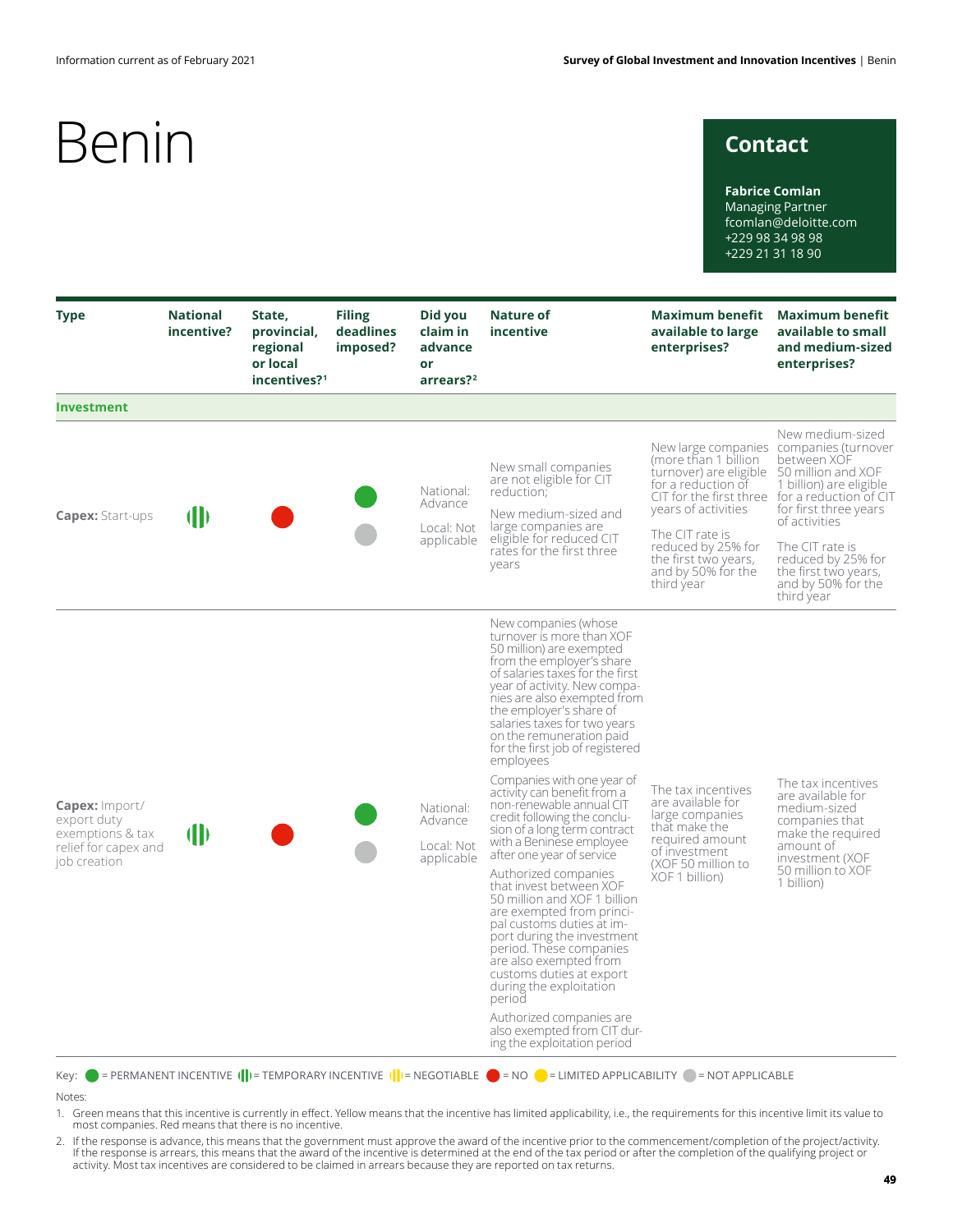# Benin

## Contact

**Fabrice Comlan**
Managing Partner
fcomlan@deloitte.com
+229 98 34 98 98
+229 21 31 18 90

| Type | National incentive? | State, provincial, regional or local incentives?[1] | Filing deadlines imposed? | Did you claim in advance or arrears?[2] | Nature of incentive | Maximum benefit available to large enterprises? | Maximum benefit available to small and medium-sized enterprises? |
|---|---|---|---|---|---|---|---|
| **Investment** | | | | | | | |
| **Capex:** Start-ups | Temporary incentive | No | Permanent incentive / Not applicable | National: Advance<br><br>Local: Not applicable | New small companies are not eligible for CIT reduction;<br><br>New medium-sized and large companies are eligible for reduced CIT rates for the first three years | New large companies (more than 1 billion turnover) are eligible for a reduction of CIT for the first three years of activities<br><br>The CIT rate is reduced by 25% for the first two years, and by 50% for the third year | New medium-sized companies (turnover between XOF 50 million and XOF 1 billion) are eligible for a reduction of CIT for first three years of activities<br><br>The CIT rate is reduced by 25% for the first two years, and by 50% for the third year |
| **Capex:** Import/ export duty exemptions & tax relief for capex and job creation | Temporary incentive | No | Permanent incentive / Not applicable | National: Advance<br><br>Local: Not applicable | New companies (whose turnover is more than XOF 50 million) are exempted from the employer's share of salaries taxes for the first year of activity. New companies are also exempted from the employer's share of salaries taxes for two years on the remuneration paid for the first job of registered employees<br><br>Companies with one year of activity can benefit from a non-renewable annual CIT credit following the conclusion of a long term contract with a Beninese employee after one year of service<br><br>Authorized companies that invest between XOF 50 million and XOF 1 billion are exempted from principal customs duties at import during the investment period. These companies are also exempted from customs duties at export during the exploitation period<br><br>Authorized companies are also exempted from CIT during the exploitation period | The tax incentives are available for large companies that make the required amount of investment (XOF 50 million to XOF 1 billion) | The tax incentives are available for medium-sized companies that make the required amount of investment (XOF 50 million to XOF 1 billion) |

Key: = PERMANENT INCENTIVE = TEMPORARY INCENTIVE = NEGOTIABLE = NO = LIMITED APPLICABILITY = NOT APPLICABLE

Notes:

1. Green means that this incentive is currently in effect. Yellow means that the incentive has limited applicability, i.e., the requirements for this incentive limit its value to most companies. Red means that there is no incentive.
2. If the response is advance, this means that the government must approve the award of the incentive prior to the commencement/completion of the project/activity. If the response is arrears, this means that the award of the incentive is determined at the end of the tax period or after the completion of the qualifying project or activity. Most tax incentives are considered to be claimed in arrears because they are reported on tax returns.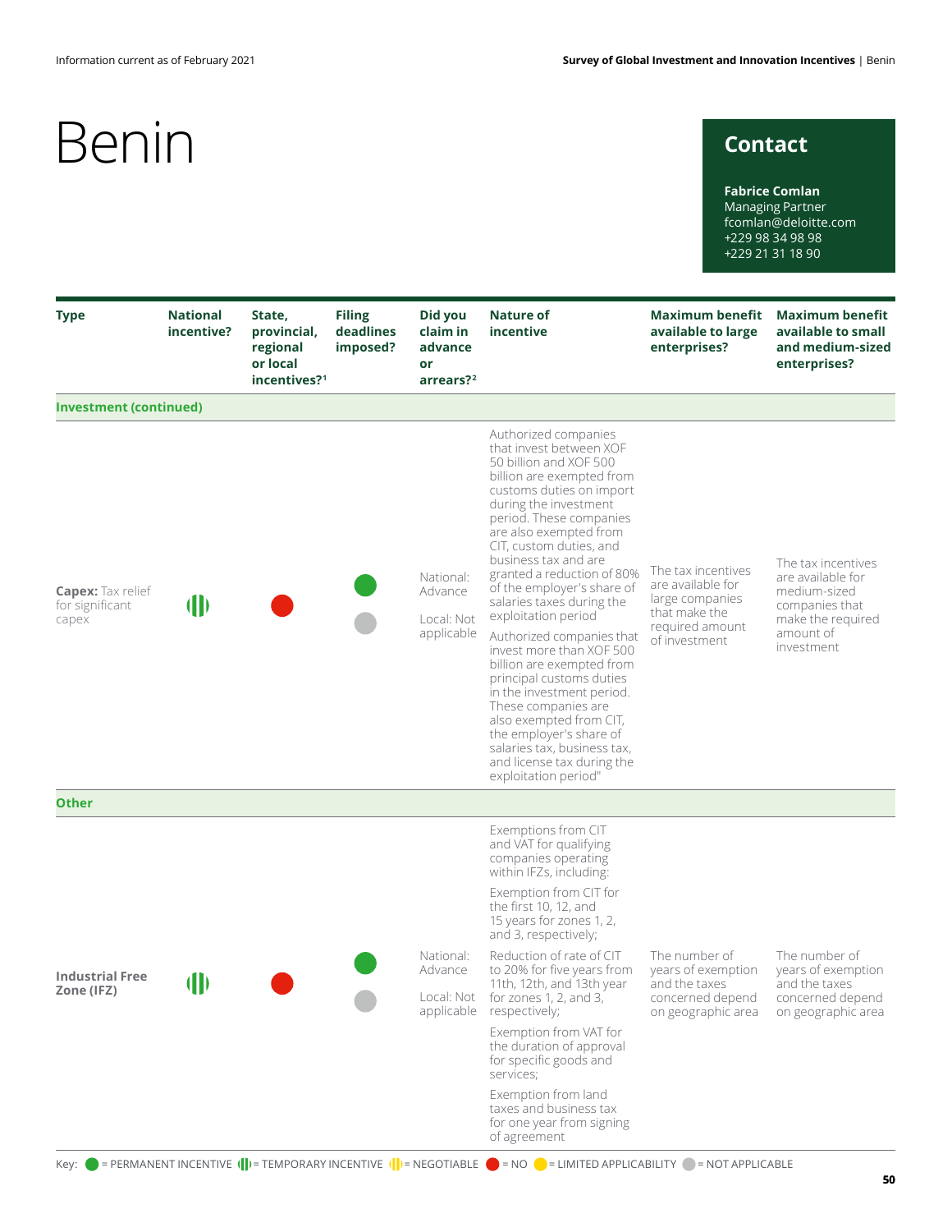# Benin

## Contact

**Fabrice Comlan**
Managing Partner
fcomlan@deloitte.com
+229 98 34 98 98
+229 21 31 18 90

| Type | National incentive? | State, provincial, regional or local incentives?[1] | Filing deadlines imposed? | Did you claim in advance or arrears?[2] | Nature of incentive | Maximum benefit available to large enterprises? | Maximum benefit available to small and medium-sized enterprises? |
|---|---|---|---|---|---|---|---|
| **Investment (continued)** | | | | | | | |
| **Capex:** Tax relief for significant capex | Temporary incentive | No | Permanent incentive / Not applicable | National: Advance<br><br>Local: Not applicable | Authorized companies that invest between XOF 50 billion and XOF 500 billion are exempted from customs duties on import during the investment period. These companies are also exempted from CIT, custom duties, and business tax and are granted a reduction of 80% of the employer's share of salaries taxes during the exploitation period<br><br>Authorized companies that invest more than XOF 500 billion are exempted from principal customs duties in the investment period. These companies are also exempted from CIT, the employer's share of salaries tax, business tax, and license tax during the exploitation period" | The tax incentives are available for large companies that make the required amount of investment | The tax incentives are available for medium-sized companies that make the required amount of investment |
| **Other** | | | | | | | |
| **Industrial Free Zone (IFZ)** | Temporary incentive | No | Permanent incentive / Not applicable | National: Advance<br><br>Local: Not applicable | Exemptions from CIT and VAT for qualifying companies operating within IFZs, including:<br><br>Exemption from CIT for the first 10, 12, and 15 years for zones 1, 2, and 3, respectively;<br><br>Reduction of rate of CIT to 20% for five years from 11th, 12th, and 13th year for zones 1, 2, and 3, respectively;<br><br>Exemption from VAT for the duration of approval for specific goods and services;<br><br>Exemption from land taxes and business tax for one year from signing of agreement | The number of years of exemption and the taxes concerned depend on geographic area | The number of years of exemption and the taxes concerned depend on geographic area |

Key: = PERMANENT INCENTIVE = TEMPORARY INCENTIVE = NEGOTIABLE = NO = LIMITED APPLICABILITY = NOT APPLICABLE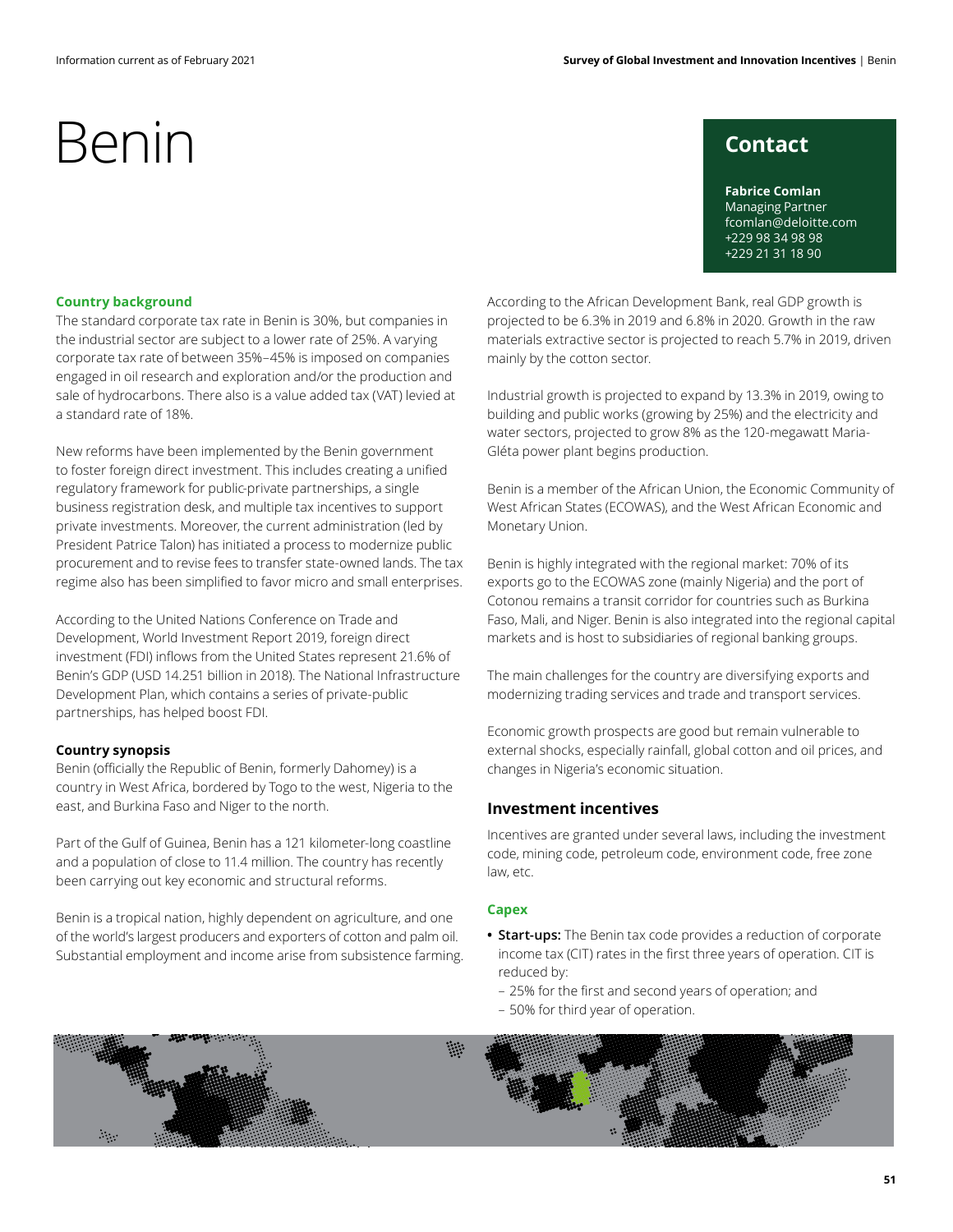# Benin

## Contact

**Fabrice Comlan**
Managing Partner
fcomlan@deloitte.com
+229 98 34 98 98
+229 21 31 18 90

### Country background

The standard corporate tax rate in Benin is 30%, but companies in the industrial sector are subject to a lower rate of 25%. A varying corporate tax rate of between 35%–45% is imposed on companies engaged in oil research and exploration and/or the production and sale of hydrocarbons. There also is a value added tax (VAT) levied at a standard rate of 18%.

New reforms have been implemented by the Benin government to foster foreign direct investment. This includes creating a unified regulatory framework for public-private partnerships, a single business registration desk, and multiple tax incentives to support private investments. Moreover, the current administration (led by President Patrice Talon) has initiated a process to modernize public procurement and to revise fees to transfer state-owned lands. The tax regime also has been simplified to favor micro and small enterprises.

According to the United Nations Conference on Trade and Development, World Investment Report 2019, foreign direct investment (FDI) inflows from the United States represent 21.6% of Benin's GDP (USD 14.251 billion in 2018). The National Infrastructure Development Plan, which contains a series of private-public partnerships, has helped boost FDI.

### Country synopsis

Benin (officially the Republic of Benin, formerly Dahomey) is a country in West Africa, bordered by Togo to the west, Nigeria to the east, and Burkina Faso and Niger to the north.

Part of the Gulf of Guinea, Benin has a 121 kilometer-long coastline and a population of close to 11.4 million. The country has recently been carrying out key economic and structural reforms.

Benin is a tropical nation, highly dependent on agriculture, and one of the world's largest producers and exporters of cotton and palm oil. Substantial employment and income arise from subsistence farming.

According to the African Development Bank, real GDP growth is projected to be 6.3% in 2019 and 6.8% in 2020. Growth in the raw materials extractive sector is projected to reach 5.7% in 2019, driven mainly by the cotton sector.

Industrial growth is projected to expand by 13.3% in 2019, owing to building and public works (growing by 25%) and the electricity and water sectors, projected to grow 8% as the 120-megawatt Maria-Gléta power plant begins production.

Benin is a member of the African Union, the Economic Community of West African States (ECOWAS), and the West African Economic and Monetary Union.

Benin is highly integrated with the regional market: 70% of its exports go to the ECOWAS zone (mainly Nigeria) and the port of Cotonou remains a transit corridor for countries such as Burkina Faso, Mali, and Niger. Benin is also integrated into the regional capital markets and is host to subsidiaries of regional banking groups.

The main challenges for the country are diversifying exports and modernizing trading services and trade and transport services.

Economic growth prospects are good but remain vulnerable to external shocks, especially rainfall, global cotton and oil prices, and changes in Nigeria's economic situation.

## Investment incentives

Incentives are granted under several laws, including the investment code, mining code, petroleum code, environment code, free zone law, etc.

### Capex

- **Start-ups:** The Benin tax code provides a reduction of corporate income tax (CIT) rates in the first three years of operation. CIT is reduced by:
  - 25% for the first and second years of operation; and
  - 50% for third year of operation.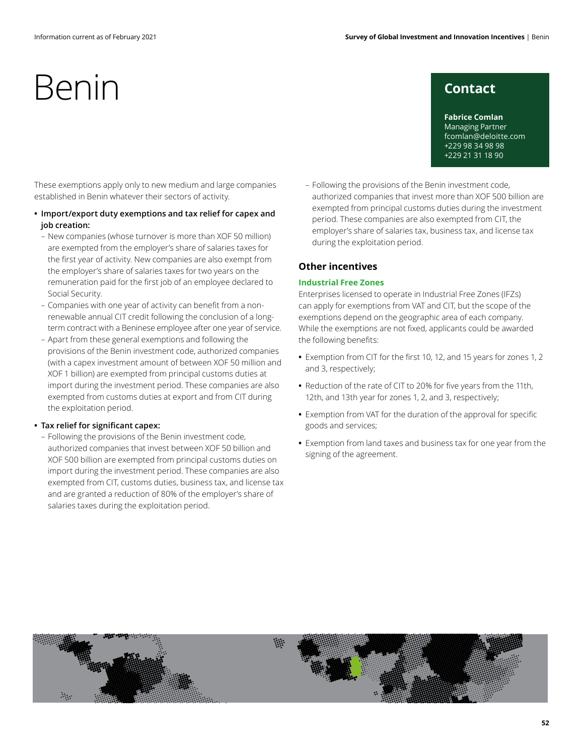# Benin

## Contact

**Fabrice Comlan**
Managing Partner
fcomlan@deloitte.com
+229 98 34 98 98
+229 21 31 18 90

These exemptions apply only to new medium and large companies established in Benin whatever their sectors of activity.

- **Import/export duty exemptions and tax relief for capex and job creation:**
  - New companies (whose turnover is more than XOF 50 million) are exempted from the employer's share of salaries taxes for the first year of activity. New companies are also exempt from the employer's share of salaries taxes for two years on the remuneration paid for the first job of an employee declared to Social Security.
  - Companies with one year of activity can benefit from a non-renewable annual CIT credit following the conclusion of a long-term contract with a Beninese employee after one year of service.
  - Apart from these general exemptions and following the provisions of the Benin investment code, authorized companies (with a capex investment amount of between XOF 50 million and XOF 1 billion) are exempted from principal customs duties at import during the investment period. These companies are also exempted from customs duties at export and from CIT during the exploitation period.
- **Tax relief for significant capex:**
  - Following the provisions of the Benin investment code, authorized companies that invest between XOF 50 billion and XOF 500 billion are exempted from principal customs duties on import during the investment period. These companies are also exempted from CIT, customs duties, business tax, and license tax and are granted a reduction of 80% of the employer's share of salaries taxes during the exploitation period.
  - Following the provisions of the Benin investment code, authorized companies that invest more than XOF 500 billion are exempted from principal customs duties during the investment period. These companies are also exempted from CIT, the employer's share of salaries tax, business tax, and license tax during the exploitation period.

### Other incentives

#### Industrial Free Zones

Enterprises licensed to operate in Industrial Free Zones (IFZs) can apply for exemptions from VAT and CIT, but the scope of the exemptions depend on the geographic area of each company. While the exemptions are not fixed, applicants could be awarded the following benefits:

- Exemption from CIT for the first 10, 12, and 15 years for zones 1, 2 and 3, respectively;
- Reduction of the rate of CIT to 20% for five years from the 11th, 12th, and 13th year for zones 1, 2, and 3, respectively;
- Exemption from VAT for the duration of the approval for specific goods and services;
- Exemption from land taxes and business tax for one year from the signing of the agreement.